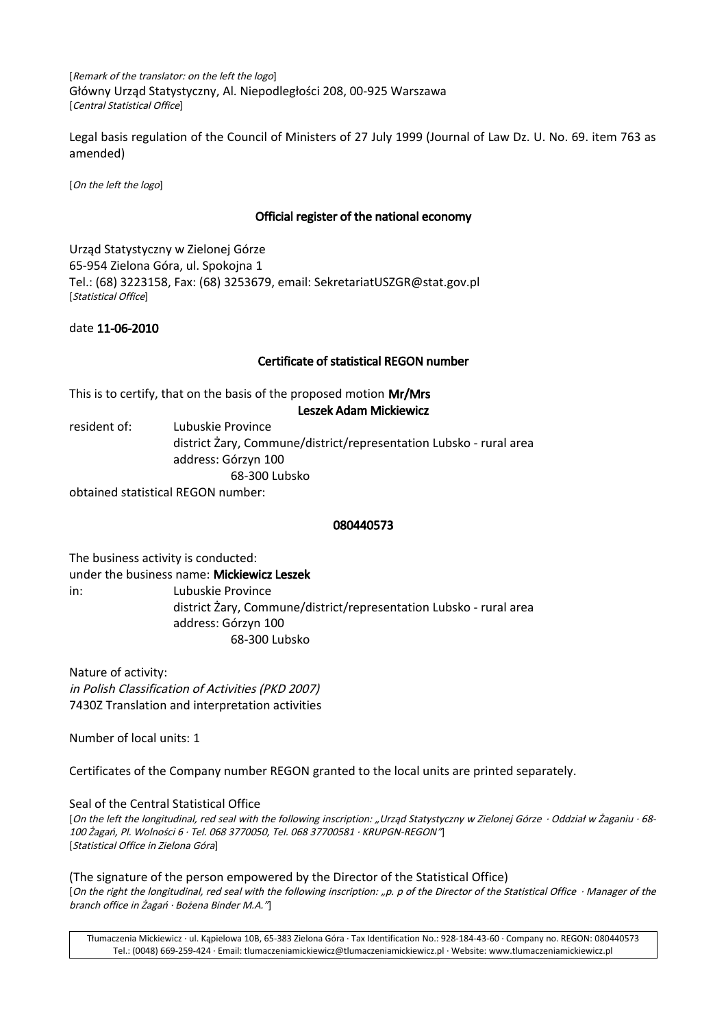[*Remark of the translator: on the left the logo*]
Główny Urząd Statystyczny, Al. Niepodległości 208, 00-925 Warszawa
[*Central Statistical Office*]

Legal basis regulation of the Council of Ministers of 27 July 1999 (Journal of Law Dz. U. No. 69. item 763 as amended)

[*On the left the logo*]

**Official register of the national economy**

Urząd Statystyczny w Zielonej Górze
65-954 Zielona Góra, ul. Spokojna 1
Tel.: (68) 3223158, Fax: (68) 3253679, email: SekretariatUSZGR@stat.gov.pl
[*Statistical Office*]

date **11-06-2010**

**Certificate of statistical REGON number**

This is to certify, that on the basis of the proposed motion **Mr/Mrs**
**Leszek Adam Mickiewicz**

resident of: Lubuskie Province
district Żary, Commune/district/representation Lubsko - rural area
address: Górzyn 100
68-300 Lubsko

obtained statistical REGON number:

**080440573**

The business activity is conducted:
under the business name: **Mickiewicz Leszek**
in: Lubuskie Province
district Żary, Commune/district/representation Lubsko - rural area
address: Górzyn 100
68-300 Lubsko

Nature of activity:
*in Polish Classification of Activities (PKD 2007)*
7430Z Translation and interpretation activities

Number of local units: 1

Certificates of the Company number REGON granted to the local units are printed separately.

Seal of the Central Statistical Office
[*On the left the longitudinal, red seal with the following inscription: „Urząd Statystyczny w Zielonej Górze · Oddział w Żaganiu · 68-100 Żagań, Pl. Wolności 6 · Tel. 068 3770050, Tel. 068 37700581 · KRUPGN-REGON"*]
[*Statistical Office in Zielona Góra*]

(The signature of the person empowered by the Director of the Statistical Office)
[*On the right the longitudinal, red seal with the following inscription: „p. p of the Director of the Statistical Office · Manager of the branch office in Żagań · Bożena Binder M.A."*]

Tłumaczenia Mickiewicz · ul. Kąpielowa 10B, 65-383 Zielona Góra · Tax Identification No.: 928-184-43-60 · Company no. REGON: 080440573
Tel.: (0048) 669-259-424 · Email: tlumaczeniamickiewicz@tlumaczeniamickiewicz.pl · Website: www.tlumaczeniamickiewicz.pl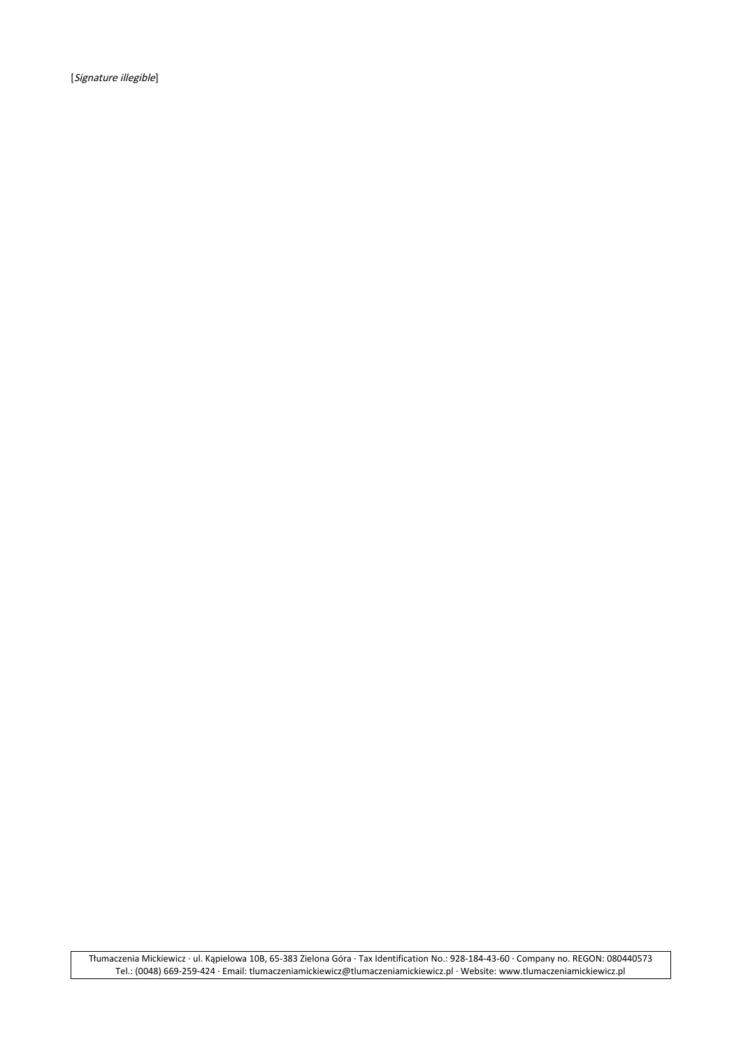[*Signature illegible*]